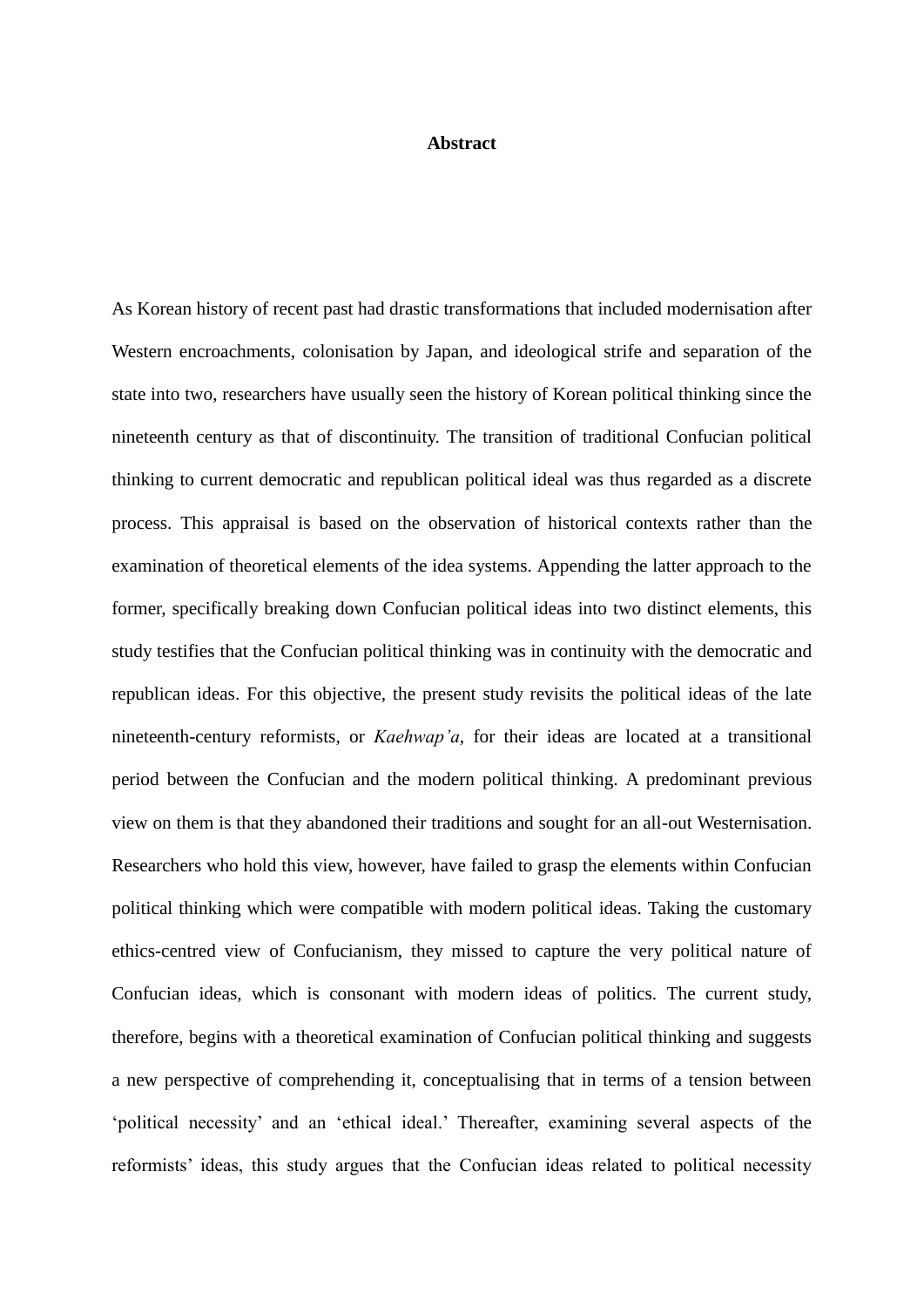# Abstract

As Korean history of recent past had drastic transformations that included modernisation after Western encroachments, colonisation by Japan, and ideological strife and separation of the state into two, researchers have usually seen the history of Korean political thinking since the nineteenth century as that of discontinuity. The transition of traditional Confucian political thinking to current democratic and republican political ideal was thus regarded as a discrete process. This appraisal is based on the observation of historical contexts rather than the examination of theoretical elements of the idea systems. Appending the latter approach to the former, specifically breaking down Confucian political ideas into two distinct elements, this study testifies that the Confucian political thinking was in continuity with the democratic and republican ideas. For this objective, the present study revisits the political ideas of the late nineteenth-century reformists, or *Kaehwap'a*, for their ideas are located at a transitional period between the Confucian and the modern political thinking. A predominant previous view on them is that they abandoned their traditions and sought for an all-out Westernisation. Researchers who hold this view, however, have failed to grasp the elements within Confucian political thinking which were compatible with modern political ideas. Taking the customary ethics-centred view of Confucianism, they missed to capture the very political nature of Confucian ideas, which is consonant with modern ideas of politics. The current study, therefore, begins with a theoretical examination of Confucian political thinking and suggests a new perspective of comprehending it, conceptualising that in terms of a tension between 'political necessity' and an 'ethical ideal.' Thereafter, examining several aspects of the reformists' ideas, this study argues that the Confucian ideas related to political necessity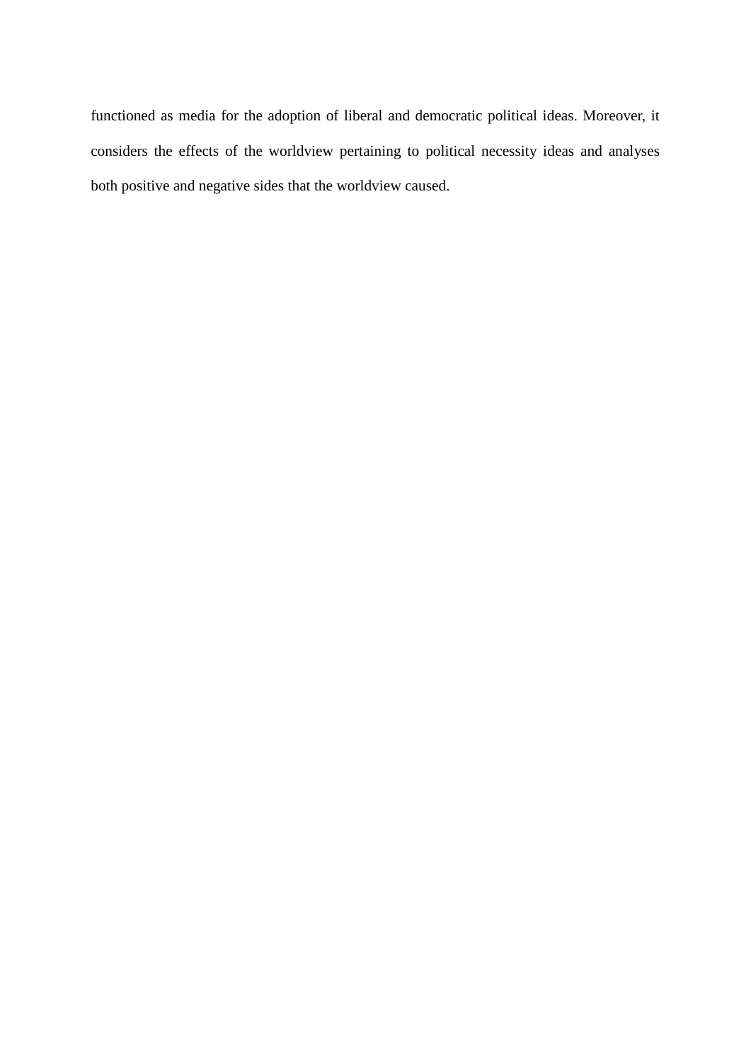functioned as media for the adoption of liberal and democratic political ideas. Moreover, it considers the effects of the worldview pertaining to political necessity ideas and analyses both positive and negative sides that the worldview caused.